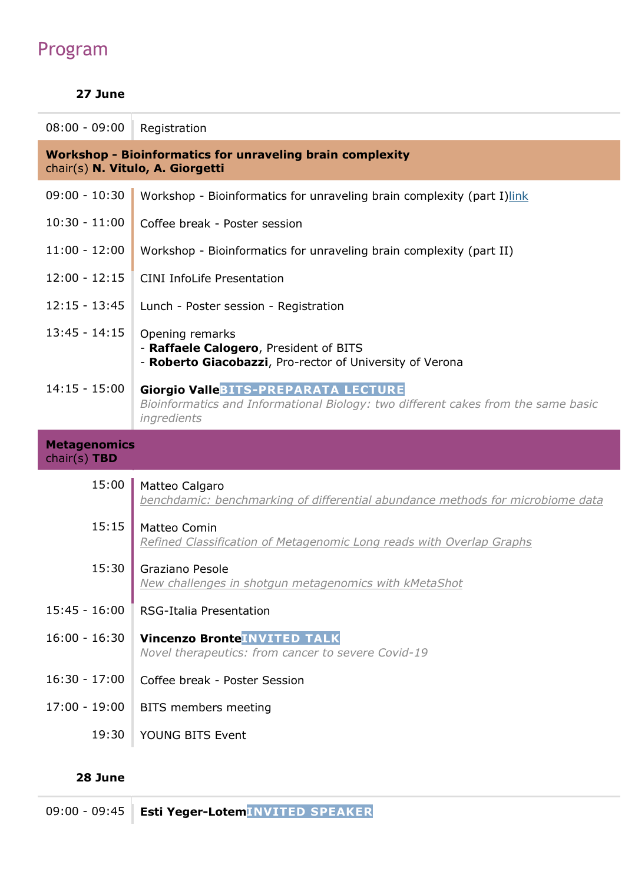# Program

**27 June**

| | |
|---|---|
| 08:00 - 09:00 | Registration |
| **Workshop - Bioinformatics for unraveling brain complexity**<br>chair(s) **N. Vitulo, A. Giorgetti** | |
| 09:00 - 10:30 | Workshop - Bioinformatics for unraveling brain complexity (part I)link |
| 10:30 - 11:00 | Coffee break - Poster session |
| 11:00 - 12:00 | Workshop - Bioinformatics for unraveling brain complexity (part II) |
| 12:00 - 12:15 | CINI InfoLife Presentation |
| 12:15 - 13:45 | Lunch - Poster session - Registration |
| 13:45 - 14:15 | Opening remarks<br>- **Raffaele Calogero**, President of BITS<br>- **Roberto Giacobazzi**, Pro-rector of University of Verona |
| 14:15 - 15:00 | **Giorgio Valle** BITS-PREPARATA LECTURE<br>*Bioinformatics and Informational Biology: two different cakes from the same basic ingredients* |
| **Metagenomics**<br>chair(s) **TBD** | |
| 15:00 | Matteo Calgaro<br>*benchdamic: benchmarking of differential abundance methods for microbiome data* |
| 15:15 | Matteo Comin<br>*Refined Classification of Metagenomic Long reads with Overlap Graphs* |
| 15:30 | Graziano Pesole<br>*New challenges in shotgun metagenomics with kMetaShot* |
| 15:45 - 16:00 | RSG-Italia Presentation |
| 16:00 - 16:30 | **Vincenzo Bronte** INVITED TALK<br>*Novel therapeutics: from cancer to severe Covid-19* |
| 16:30 - 17:00 | Coffee break - Poster Session |
| 17:00 - 19:00 | BITS members meeting |
| 19:30 | YOUNG BITS Event |

**28 June**

| | |
|---|---|
| 09:00 - 09:45 | **Esti Yeger-Lotem** INVITED SPEAKER |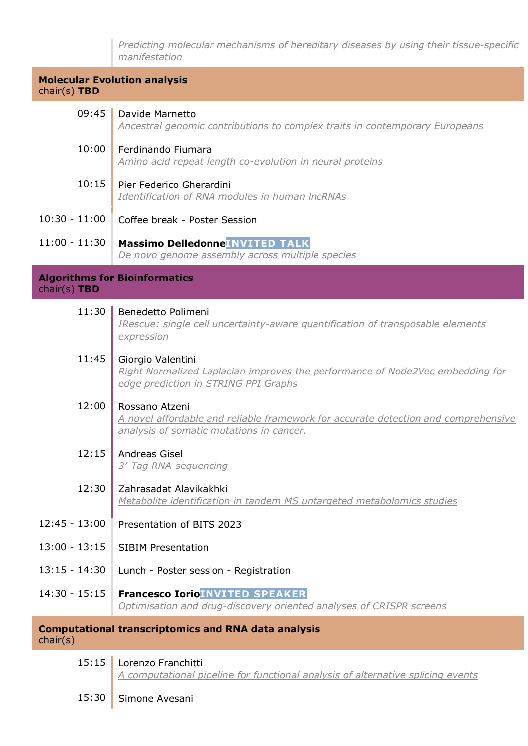*Predicting molecular mechanisms of hereditary diseases by using their tissue-specific manifestation*

## Molecular Evolution analysis
chair(s) **TBD**

09:45 Davide Marnetto
*Ancestral genomic contributions to complex traits in contemporary Europeans*

10:00 Ferdinando Fiumara
*Amino acid repeat length co-evolution in neural proteins*

10:15 Pier Federico Gherardini
*Identification of RNA modules in human lncRNAs*

10:30 - 11:00 Coffee break - Poster Session

11:00 - 11:30 **Massimo Delledonne** INVITED TALK
*De novo genome assembly across multiple species*

## Algorithms for Bioinformatics
chair(s) **TBD**

11:30 Benedetto Polimeni
*IRescue: single cell uncertainty-aware quantification of transposable elements expression*

11:45 Giorgio Valentini
*Right Normalized Laplacian improves the performance of Node2Vec embedding for edge prediction in STRING PPI Graphs*

12:00 Rossano Atzeni
*A novel affordable and reliable framework for accurate detection and comprehensive analysis of somatic mutations in cancer.*

12:15 Andreas Gisel
*3'-Tag RNA-sequencing*

12:30 Zahrasadat Alavikakhki
*Metabolite identification in tandem MS untargeted metabolomics studies*

12:45 - 13:00 Presentation of BITS 2023

13:00 - 13:15 SIBIM Presentation

13:15 - 14:30 Lunch - Poster session - Registration

14:30 - 15:15 **Francesco Iorio** INVITED SPEAKER
*Optimisation and drug-discovery oriented analyses of CRISPR screens*

## Computational transcriptomics and RNA data analysis
chair(s)

15:15 Lorenzo Franchitti
*A computational pipeline for functional analysis of alternative splicing events*

15:30 Simone Avesani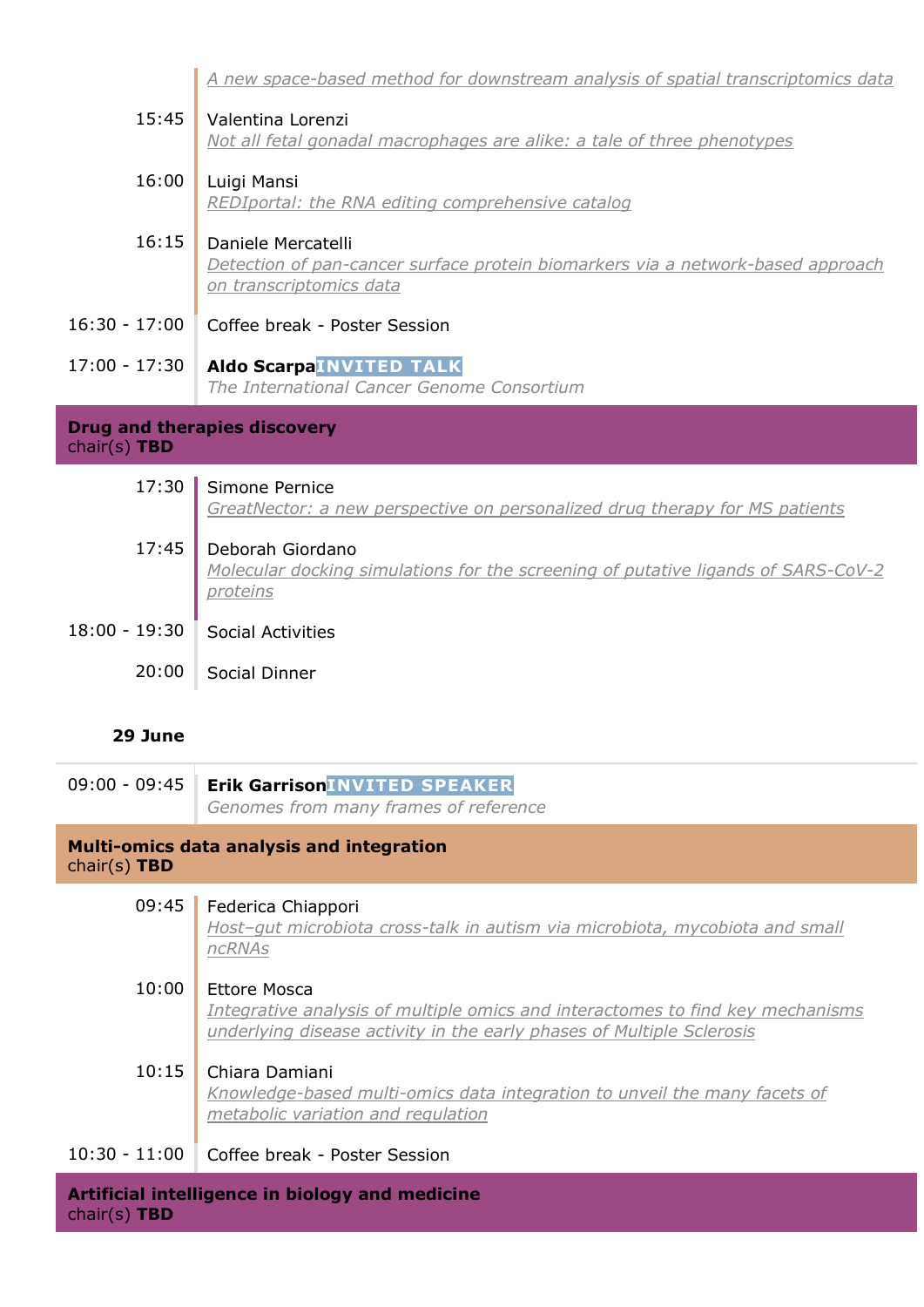*A new space-based method for downstream analysis of spatial transcriptomics data*

15:45 Valentina Lorenzi
*Not all fetal gonadal macrophages are alike: a tale of three phenotypes*

16:00 Luigi Mansi
*REDIportal: the RNA editing comprehensive catalog*

16:15 Daniele Mercatelli
*Detection of pan-cancer surface protein biomarkers via a network-based approach on transcriptomics data*

16:30 - 17:00 Coffee break - Poster Session

17:00 - 17:30 **Aldo Scarpa** INVITED TALK
*The International Cancer Genome Consortium*

## Drug and therapies discovery
chair(s) **TBD**

17:30 Simone Pernice
*GreatNector: a new perspective on personalized drug therapy for MS patients*

17:45 Deborah Giordano
*Molecular docking simulations for the screening of putative ligands of SARS-CoV-2 proteins*

18:00 - 19:30 Social Activities

20:00 Social Dinner

**29 June**

09:00 - 09:45 **Erik Garrison** INVITED SPEAKER
*Genomes from many frames of reference*

## Multi-omics data analysis and integration
chair(s) **TBD**

09:45 Federica Chiappori
*Host–gut microbiota cross-talk in autism via microbiota, mycobiota and small ncRNAs*

10:00 Ettore Mosca
*Integrative analysis of multiple omics and interactomes to find key mechanisms underlying disease activity in the early phases of Multiple Sclerosis*

10:15 Chiara Damiani
*Knowledge-based multi-omics data integration to unveil the many facets of metabolic variation and regulation*

10:30 - 11:00 Coffee break - Poster Session

## Artificial intelligence in biology and medicine
chair(s) **TBD**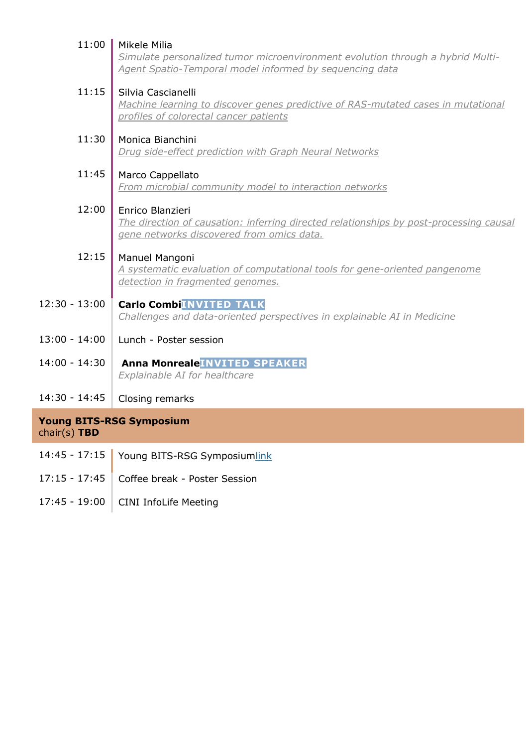11:00 Mikele Milia
*Simulate personalized tumor microenvironment evolution through a hybrid Multi-Agent Spatio-Temporal model informed by sequencing data*

11:15 Silvia Cascianelli
*Machine learning to discover genes predictive of RAS-mutated cases in mutational profiles of colorectal cancer patients*

11:30 Monica Bianchini
*Drug side-effect prediction with Graph Neural Networks*

11:45 Marco Cappellato
*From microbial community model to interaction networks*

12:00 Enrico Blanzieri
*The direction of causation: inferring directed relationships by post-processing causal gene networks discovered from omics data.*

12:15 Manuel Mangoni
*A systematic evaluation of computational tools for gene-oriented pangenome detection in fragmented genomes.*

12:30 - 13:00 **Carlo Combi** INVITED TALK
*Challenges and data-oriented perspectives in explainable AI in Medicine*

13:00 - 14:00 Lunch - Poster session

14:00 - 14:30 **Anna Monreale** INVITED SPEAKER
*Explainable AI for healthcare*

14:30 - 14:45 Closing remarks

## Young BITS-RSG Symposium

chair(s) **TBD**

14:45 - 17:15 Young BITS-RSG Symposium link

17:15 - 17:45 Coffee break - Poster Session

17:45 - 19:00 CINI InfoLife Meeting